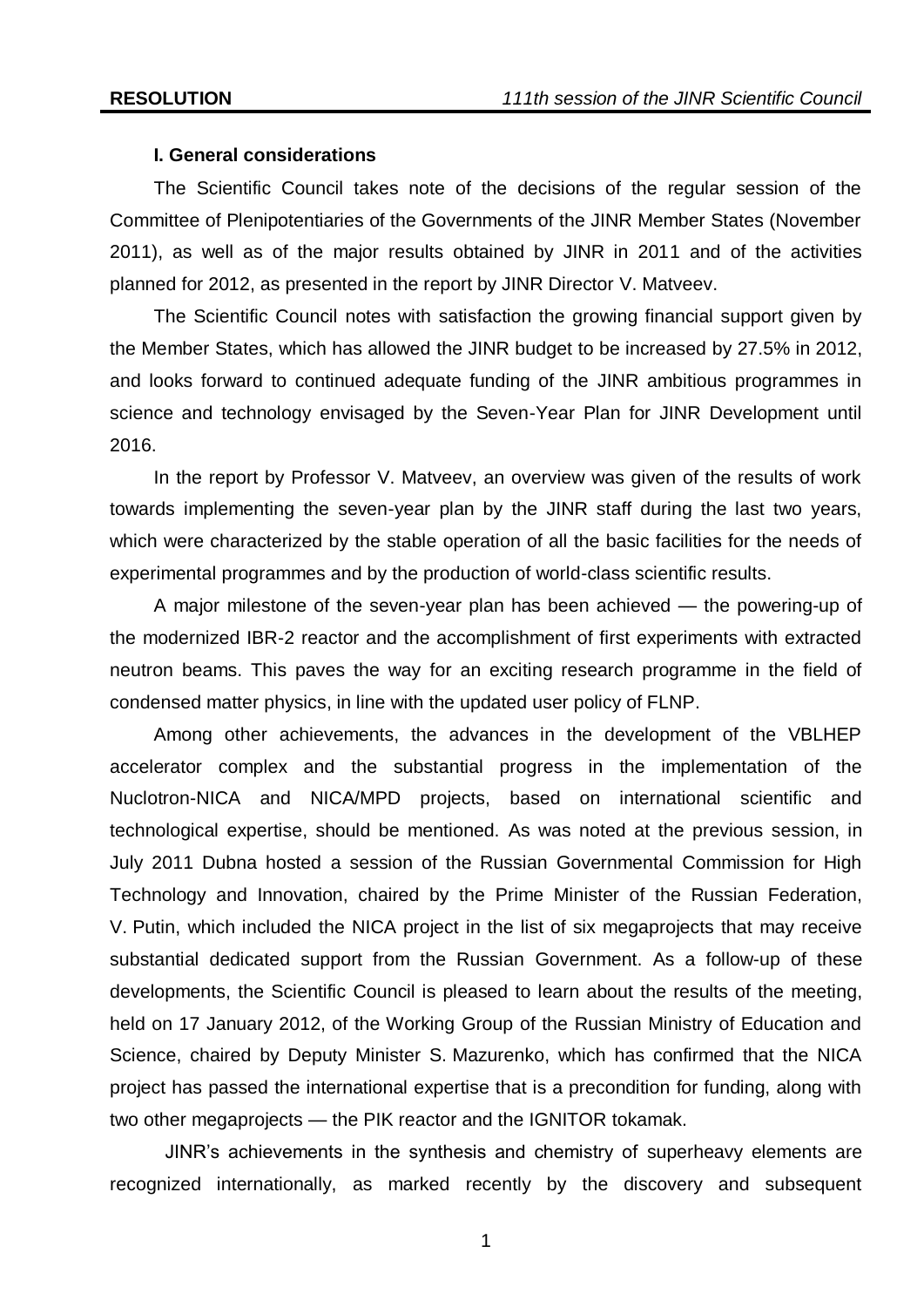### I. General considerations

The Scientific Council takes note of the decisions of the regular session of the Committee of Plenipotentiaries of the Governments of the JINR Member States (November 2011), as well as of the major results obtained by JINR in 2011 and of the activities planned for 2012, as presented in the report by JINR Director V. Matveev.

The Scientific Council notes with satisfaction the growing financial support given by the Member States, which has allowed the JINR budget to be increased by 27.5% in 2012, and looks forward to continued adequate funding of the JINR ambitious programmes in science and technology envisaged by the Seven-Year Plan for JINR Development until 2016.

In the report by Professor V. Matveev, an overview was given of the results of work towards implementing the seven-year plan by the JINR staff during the last two years, which were characterized by the stable operation of all the basic facilities for the needs of experimental programmes and by the production of world-class scientific results.

A major milestone of the seven-year plan has been achieved — the powering-up of the modernized IBR-2 reactor and the accomplishment of first experiments with extracted neutron beams. This paves the way for an exciting research programme in the field of condensed matter physics, in line with the updated user policy of FLNP.

Among other achievements, the advances in the development of the VBLHEP accelerator complex and the substantial progress in the implementation of the Nuclotron-NICA and NICA/MPD projects, based on international scientific and technological expertise, should be mentioned. As was noted at the previous session, in July 2011 Dubna hosted a session of the Russian Governmental Commission for High Technology and Innovation, chaired by the Prime Minister of the Russian Federation, V. Putin, which included the NICA project in the list of six megaprojects that may receive substantial dedicated support from the Russian Government. As a follow-up of these developments, the Scientific Council is pleased to learn about the results of the meeting, held on 17 January 2012, of the Working Group of the Russian Ministry of Education and Science, chaired by Deputy Minister S. Mazurenko, which has confirmed that the NICA project has passed the international expertise that is a precondition for funding, along with two other megaprojects — the PIK reactor and the IGNITOR tokamak.

JINR's achievements in the synthesis and chemistry of superheavy elements are recognized internationally, as marked recently by the discovery and subsequent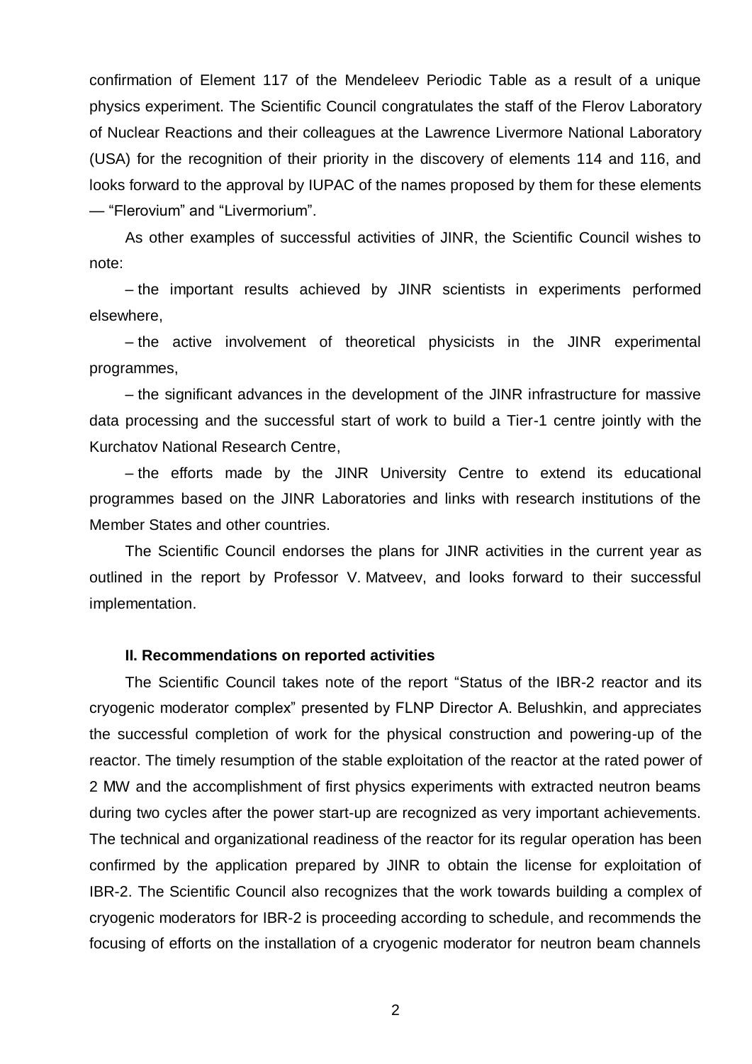confirmation of Element 117 of the Mendeleev Periodic Table as a result of a unique physics experiment. The Scientific Council congratulates the staff of the Flerov Laboratory of Nuclear Reactions and their colleagues at the Lawrence Livermore National Laboratory (USA) for the recognition of their priority in the discovery of elements 114 and 116, and looks forward to the approval by IUPAC of the names proposed by them for these elements — "Flerovium" and "Livermorium".

As other examples of successful activities of JINR, the Scientific Council wishes to note:

– the important results achieved by JINR scientists in experiments performed elsewhere,

– the active involvement of theoretical physicists in the JINR experimental programmes,

– the significant advances in the development of the JINR infrastructure for massive data processing and the successful start of work to build a Tier-1 centre jointly with the Kurchatov National Research Centre,

– the efforts made by the JINR University Centre to extend its educational programmes based on the JINR Laboratories and links with research institutions of the Member States and other countries.

The Scientific Council endorses the plans for JINR activities in the current year as outlined in the report by Professor V. Matveev, and looks forward to their successful implementation.

### II. Recommendations on reported activities

The Scientific Council takes note of the report "Status of the IBR-2 reactor and its cryogenic moderator complex" presented by FLNP Director A. Belushkin, and appreciates the successful completion of work for the physical construction and powering-up of the reactor. The timely resumption of the stable exploitation of the reactor at the rated power of 2 MW and the accomplishment of first physics experiments with extracted neutron beams during two cycles after the power start-up are recognized as very important achievements. The technical and organizational readiness of the reactor for its regular operation has been confirmed by the application prepared by JINR to obtain the license for exploitation of IBR-2. The Scientific Council also recognizes that the work towards building a complex of cryogenic moderators for IBR-2 is proceeding according to schedule, and recommends the focusing of efforts on the installation of a cryogenic moderator for neutron beam channels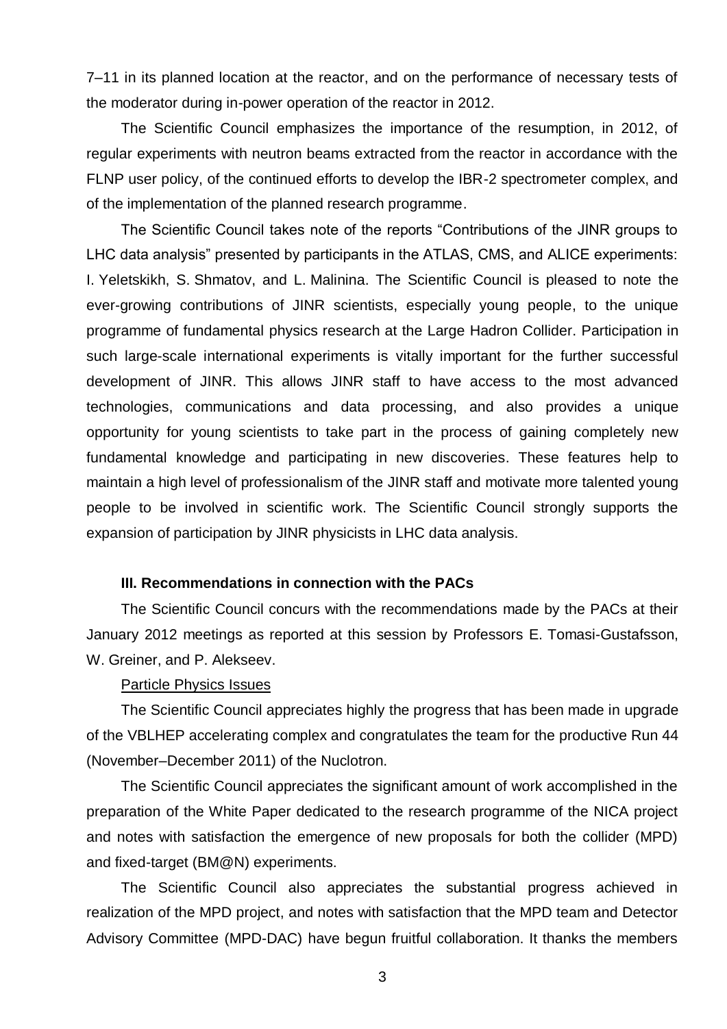7–11 in its planned location at the reactor, and on the performance of necessary tests of the moderator during in-power operation of the reactor in 2012.

The Scientific Council emphasizes the importance of the resumption, in 2012, of regular experiments with neutron beams extracted from the reactor in accordance with the FLNP user policy, of the continued efforts to develop the IBR-2 spectrometer complex, and of the implementation of the planned research programme.

The Scientific Council takes note of the reports "Contributions of the JINR groups to LHC data analysis" presented by participants in the ATLAS, CMS, and ALICE experiments: I. Yeletskikh, S. Shmatov, and L. Malinina. The Scientific Council is pleased to note the ever-growing contributions of JINR scientists, especially young people, to the unique programme of fundamental physics research at the Large Hadron Collider. Participation in such large-scale international experiments is vitally important for the further successful development of JINR. This allows JINR staff to have access to the most advanced technologies, communications and data processing, and also provides a unique opportunity for young scientists to take part in the process of gaining completely new fundamental knowledge and participating in new discoveries. These features help to maintain a high level of professionalism of the JINR staff and motivate more talented young people to be involved in scientific work. The Scientific Council strongly supports the expansion of participation by JINR physicists in LHC data analysis.

### III. Recommendations in connection with the PACs

The Scientific Council concurs with the recommendations made by the PACs at their January 2012 meetings as reported at this session by Professors E. Tomasi-Gustafsson, W. Greiner, and P. Alekseev.

<u>Particle Physics Issues</u>

The Scientific Council appreciates highly the progress that has been made in upgrade of the VBLHEP accelerating complex and congratulates the team for the productive Run 44 (November–December 2011) of the Nuclotron.

The Scientific Council appreciates the significant amount of work accomplished in the preparation of the White Paper dedicated to the research programme of the NICA project and notes with satisfaction the emergence of new proposals for both the collider (MPD) and fixed-target (BM@N) experiments.

The Scientific Council also appreciates the substantial progress achieved in realization of the MPD project, and notes with satisfaction that the MPD team and Detector Advisory Committee (MPD-DAC) have begun fruitful collaboration. It thanks the members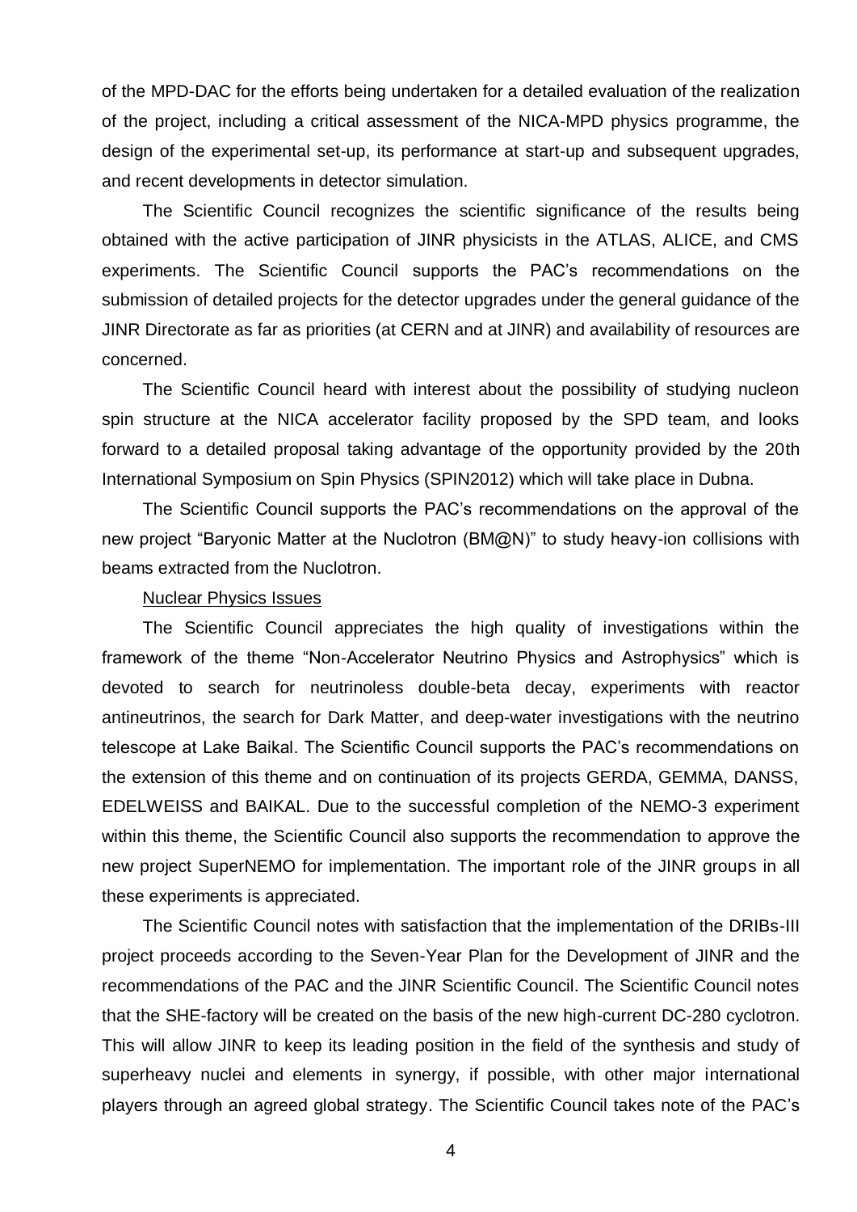of the MPD-DAC for the efforts being undertaken for a detailed evaluation of the realization of the project, including a critical assessment of the NICA-MPD physics programme, the design of the experimental set-up, its performance at start-up and subsequent upgrades, and recent developments in detector simulation.

The Scientific Council recognizes the scientific significance of the results being obtained with the active participation of JINR physicists in the ATLAS, ALICE, and CMS experiments. The Scientific Council supports the PAC's recommendations on the submission of detailed projects for the detector upgrades under the general guidance of the JINR Directorate as far as priorities (at CERN and at JINR) and availability of resources are concerned.

The Scientific Council heard with interest about the possibility of studying nucleon spin structure at the NICA accelerator facility proposed by the SPD team, and looks forward to a detailed proposal taking advantage of the opportunity provided by the 20th International Symposium on Spin Physics (SPIN2012) which will take place in Dubna.

The Scientific Council supports the PAC's recommendations on the approval of the new project "Baryonic Matter at the Nuclotron (BM@N)" to study heavy-ion collisions with beams extracted from the Nuclotron.

Nuclear Physics Issues

The Scientific Council appreciates the high quality of investigations within the framework of the theme "Non-Accelerator Neutrino Physics and Astrophysics" which is devoted to search for neutrinoless double-beta decay, experiments with reactor antineutrinos, the search for Dark Matter, and deep-water investigations with the neutrino telescope at Lake Baikal. The Scientific Council supports the PAC's recommendations on the extension of this theme and on continuation of its projects GERDA, GEMMA, DANSS, EDELWEISS and BAIKAL. Due to the successful completion of the NEMO-3 experiment within this theme, the Scientific Council also supports the recommendation to approve the new project SuperNEMO for implementation. The important role of the JINR groups in all these experiments is appreciated.

The Scientific Council notes with satisfaction that the implementation of the DRIBs-III project proceeds according to the Seven-Year Plan for the Development of JINR and the recommendations of the PAC and the JINR Scientific Council. The Scientific Council notes that the SHE-factory will be created on the basis of the new high-current DC-280 cyclotron. This will allow JINR to keep its leading position in the field of the synthesis and study of superheavy nuclei and elements in synergy, if possible, with other major international players through an agreed global strategy. The Scientific Council takes note of the PAC's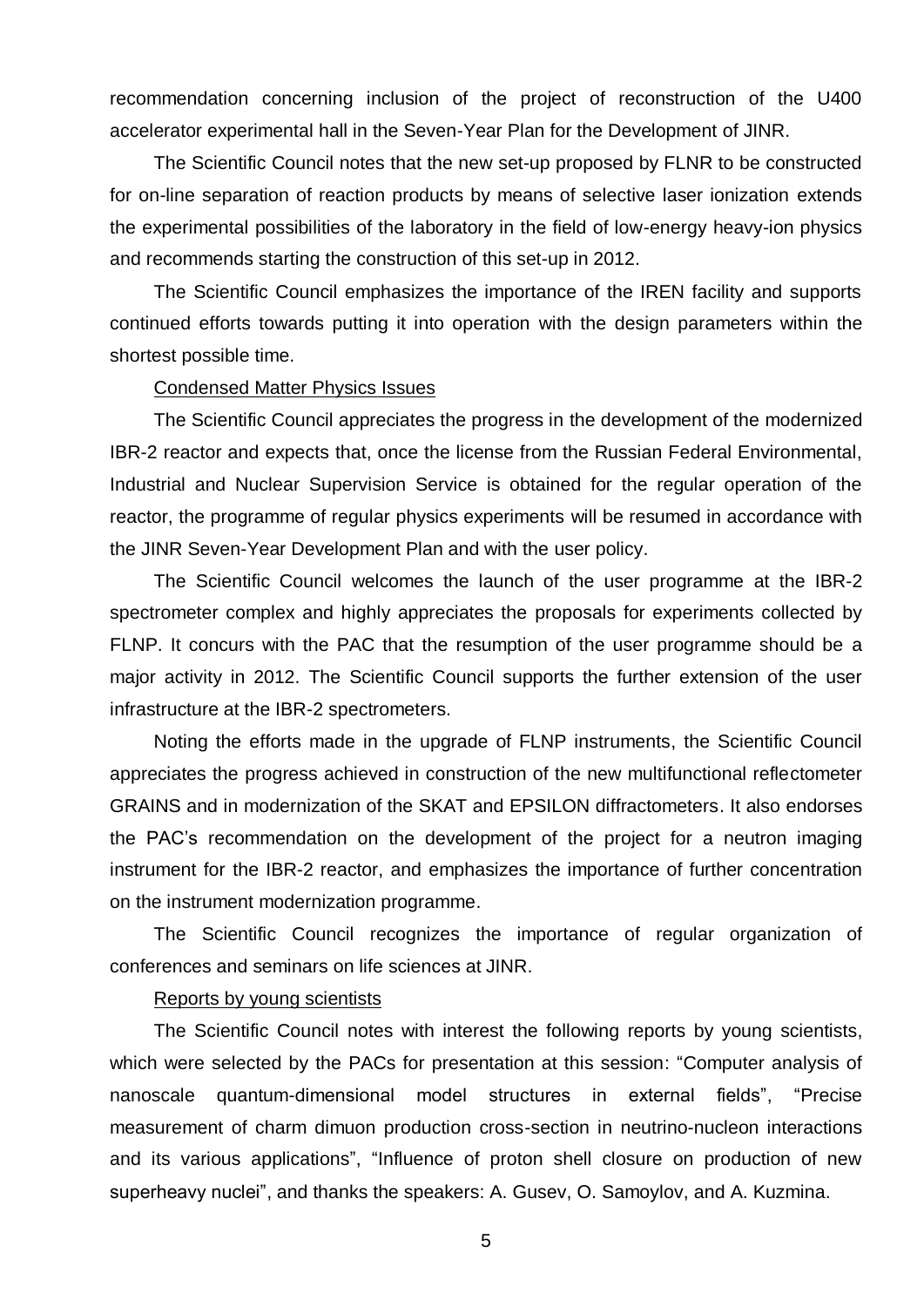recommendation concerning inclusion of the project of reconstruction of the U400 accelerator experimental hall in the Seven-Year Plan for the Development of JINR.

The Scientific Council notes that the new set-up proposed by FLNR to be constructed for on-line separation of reaction products by means of selective laser ionization extends the experimental possibilities of the laboratory in the field of low-energy heavy-ion physics and recommends starting the construction of this set-up in 2012.

The Scientific Council emphasizes the importance of the IREN facility and supports continued efforts towards putting it into operation with the design parameters within the shortest possible time.

Condensed Matter Physics Issues

The Scientific Council appreciates the progress in the development of the modernized IBR-2 reactor and expects that, once the license from the Russian Federal Environmental, Industrial and Nuclear Supervision Service is obtained for the regular operation of the reactor, the programme of regular physics experiments will be resumed in accordance with the JINR Seven-Year Development Plan and with the user policy.

The Scientific Council welcomes the launch of the user programme at the IBR-2 spectrometer complex and highly appreciates the proposals for experiments collected by FLNP. It concurs with the PAC that the resumption of the user programme should be a major activity in 2012. The Scientific Council supports the further extension of the user infrastructure at the IBR-2 spectrometers.

Noting the efforts made in the upgrade of FLNP instruments, the Scientific Council appreciates the progress achieved in construction of the new multifunctional reflectometer GRAINS and in modernization of the SKAT and EPSILON diffractometers. It also endorses the PAC's recommendation on the development of the project for a neutron imaging instrument for the IBR-2 reactor, and emphasizes the importance of further concentration on the instrument modernization programme.

The Scientific Council recognizes the importance of regular organization of conferences and seminars on life sciences at JINR.

Reports by young scientists

The Scientific Council notes with interest the following reports by young scientists, which were selected by the PACs for presentation at this session: "Computer analysis of nanoscale quantum-dimensional model structures in external fields", "Precise measurement of charm dimuon production cross-section in neutrino-nucleon interactions and its various applications", "Influence of proton shell closure on production of new superheavy nuclei", and thanks the speakers: A. Gusev, O. Samoylov, and A. Kuzmina.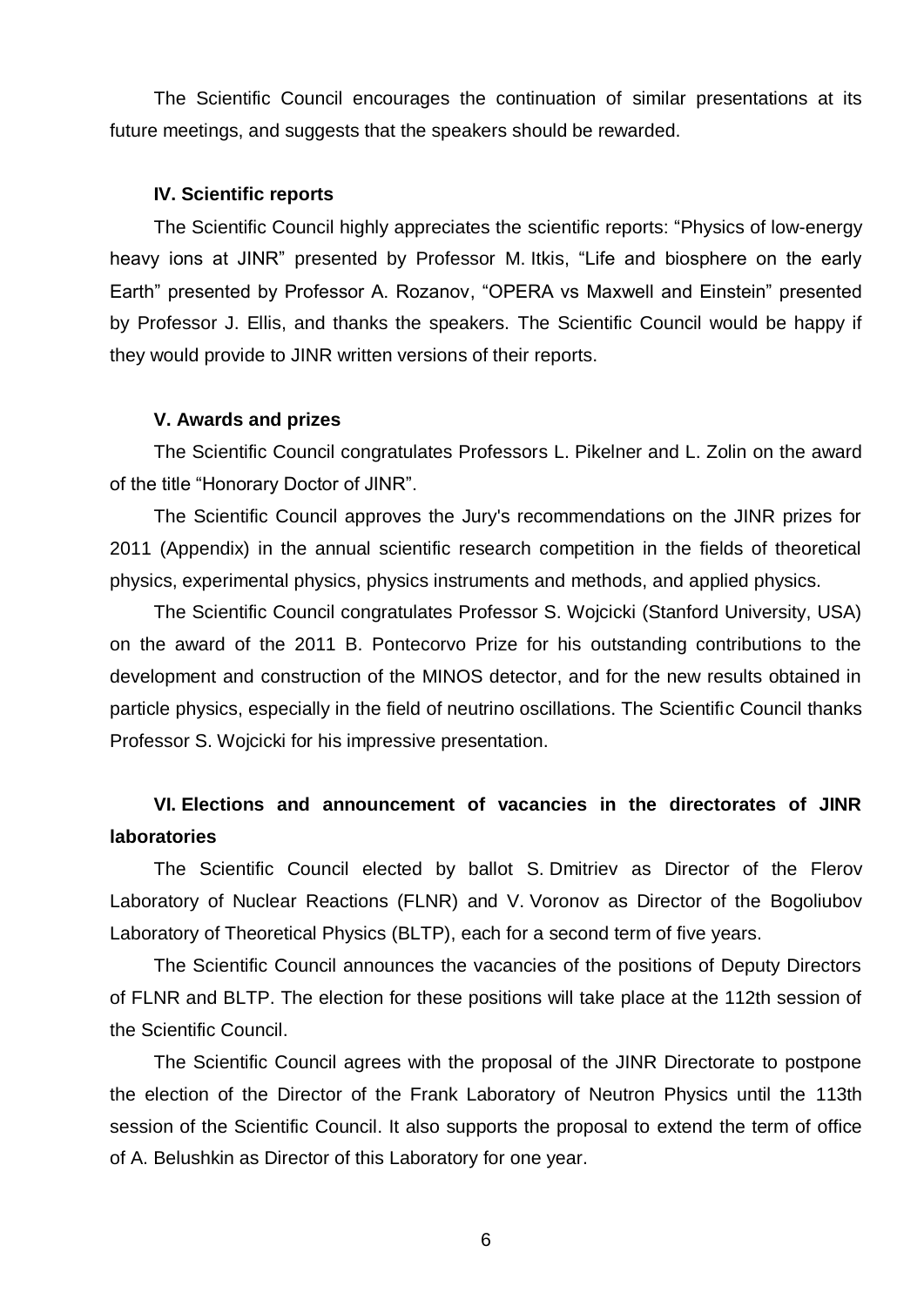The Scientific Council encourages the continuation of similar presentations at its future meetings, and suggests that the speakers should be rewarded.

### IV. Scientific reports

The Scientific Council highly appreciates the scientific reports: "Physics of low-energy heavy ions at JINR" presented by Professor M. Itkis, "Life and biosphere on the early Earth" presented by Professor A. Rozanov, "OPERA vs Maxwell and Einstein" presented by Professor J. Ellis, and thanks the speakers. The Scientific Council would be happy if they would provide to JINR written versions of their reports.

### V. Awards and prizes

The Scientific Council congratulates Professors L. Pikelner and L. Zolin on the award of the title "Honorary Doctor of JINR".

The Scientific Council approves the Jury's recommendations on the JINR prizes for 2011 (Appendix) in the annual scientific research competition in the fields of theoretical physics, experimental physics, physics instruments and methods, and applied physics.

The Scientific Council congratulates Professor S. Wojcicki (Stanford University, USA) on the award of the 2011 B. Pontecorvo Prize for his outstanding contributions to the development and construction of the MINOS detector, and for the new results obtained in particle physics, especially in the field of neutrino oscillations. The Scientific Council thanks Professor S. Wojcicki for his impressive presentation.

### VI. Elections and announcement of vacancies in the directorates of JINR laboratories

The Scientific Council elected by ballot S. Dmitriev as Director of the Flerov Laboratory of Nuclear Reactions (FLNR) and V. Voronov as Director of the Bogoliubov Laboratory of Theoretical Physics (BLTP), each for a second term of five years.

The Scientific Council announces the vacancies of the positions of Deputy Directors of FLNR and BLTP. The election for these positions will take place at the 112th session of the Scientific Council.

The Scientific Council agrees with the proposal of the JINR Directorate to postpone the election of the Director of the Frank Laboratory of Neutron Physics until the 113th session of the Scientific Council. It also supports the proposal to extend the term of office of A. Belushkin as Director of this Laboratory for one year.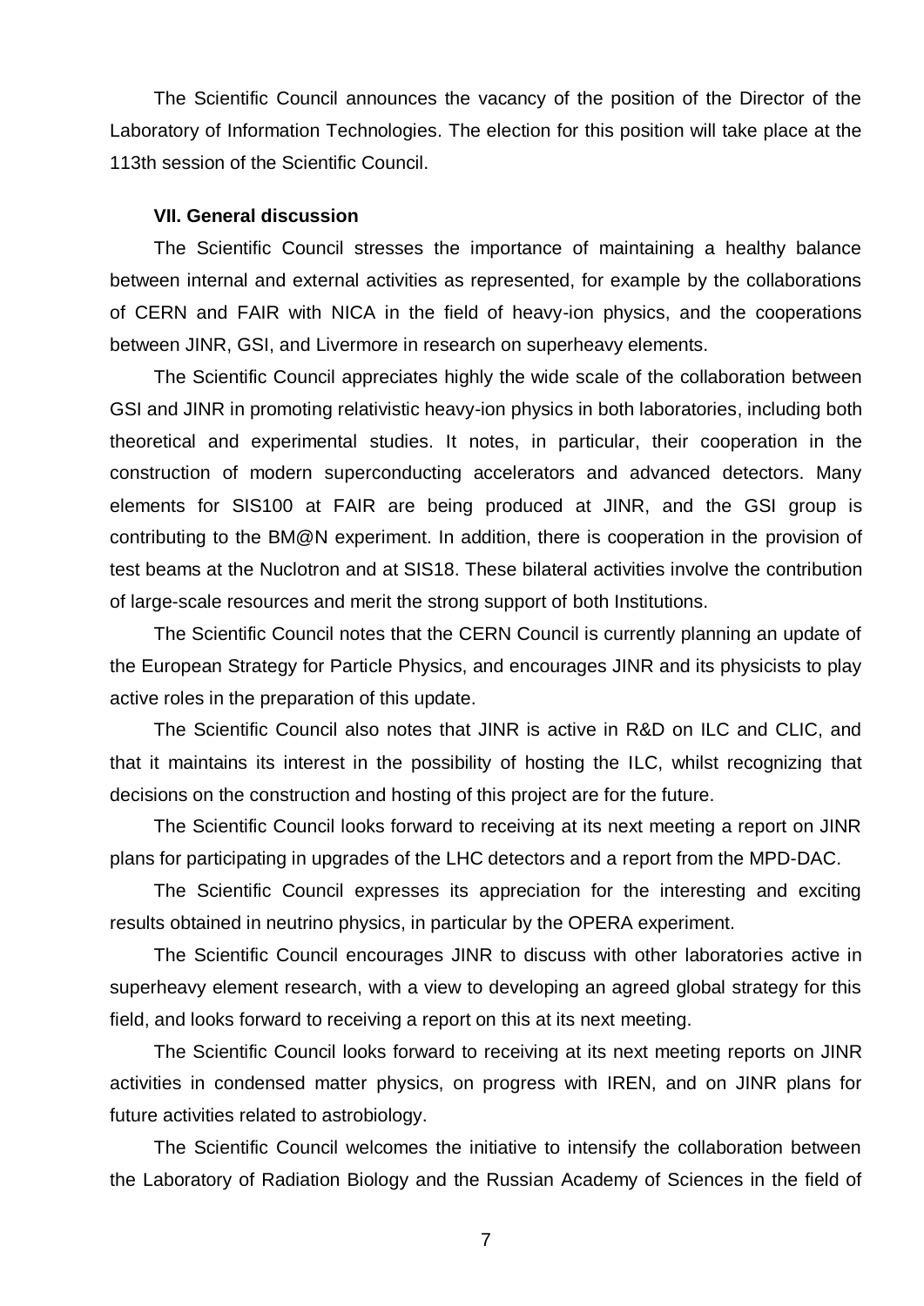The Scientific Council announces the vacancy of the position of the Director of the Laboratory of Information Technologies. The election for this position will take place at the 113th session of the Scientific Council.

**VII. General discussion**

The Scientific Council stresses the importance of maintaining a healthy balance between internal and external activities as represented, for example by the collaborations of CERN and FAIR with NICA in the field of heavy-ion physics, and the cooperations between JINR, GSI, and Livermore in research on superheavy elements.

The Scientific Council appreciates highly the wide scale of the collaboration between GSI and JINR in promoting relativistic heavy-ion physics in both laboratories, including both theoretical and experimental studies. It notes, in particular, their cooperation in the construction of modern superconducting accelerators and advanced detectors. Many elements for SIS100 at FAIR are being produced at JINR, and the GSI group is contributing to the BM@N experiment. In addition, there is cooperation in the provision of test beams at the Nuclotron and at SIS18. These bilateral activities involve the contribution of large-scale resources and merit the strong support of both Institutions.

The Scientific Council notes that the CERN Council is currently planning an update of the European Strategy for Particle Physics, and encourages JINR and its physicists to play active roles in the preparation of this update.

The Scientific Council also notes that JINR is active in R&D on ILC and CLIC, and that it maintains its interest in the possibility of hosting the ILC, whilst recognizing that decisions on the construction and hosting of this project are for the future.

The Scientific Council looks forward to receiving at its next meeting a report on JINR plans for participating in upgrades of the LHC detectors and a report from the MPD-DAC.

The Scientific Council expresses its appreciation for the interesting and exciting results obtained in neutrino physics, in particular by the OPERA experiment.

The Scientific Council encourages JINR to discuss with other laboratories active in superheavy element research, with a view to developing an agreed global strategy for this field, and looks forward to receiving a report on this at its next meeting.

The Scientific Council looks forward to receiving at its next meeting reports on JINR activities in condensed matter physics, on progress with IREN, and on JINR plans for future activities related to astrobiology.

The Scientific Council welcomes the initiative to intensify the collaboration between the Laboratory of Radiation Biology and the Russian Academy of Sciences in the field of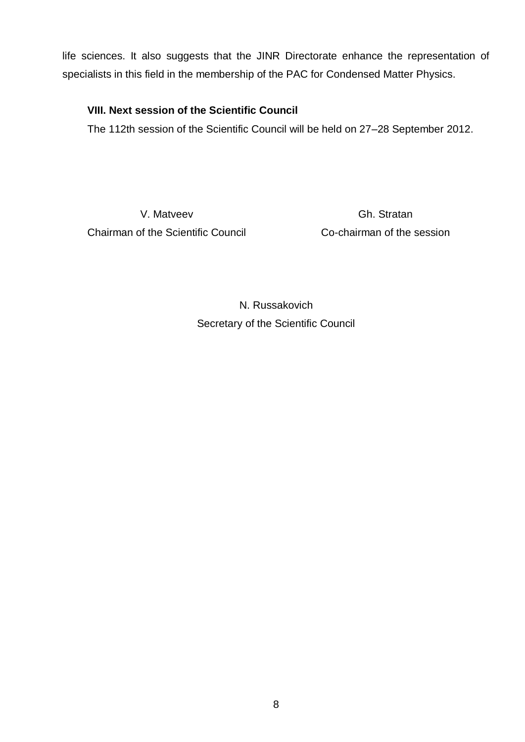life sciences. It also suggests that the JINR Directorate enhance the representation of specialists in this field in the membership of the PAC for Condensed Matter Physics.

**VIII. Next session of the Scientific Council**

The 112th session of the Scientific Council will be held on 27–28 September 2012.

V. Matveev
Chairman of the Scientific Council

Gh. Stratan
Co-chairman of the session

N. Russakovich
Secretary of the Scientific Council